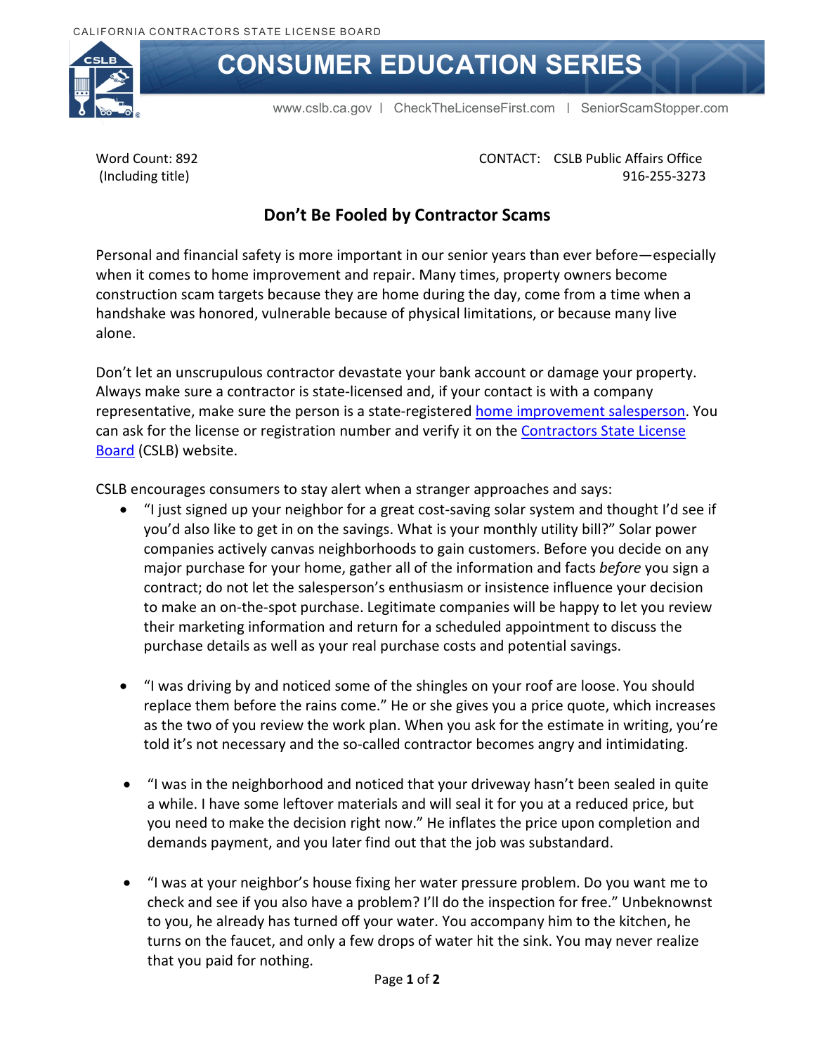CALIFORNIA CONTRACTORS STATE LICENSE BOARD

# CONSUMER EDUCATION SERIES

www.cslb.ca.gov | CheckTheLicenseFirst.com | SeniorScamStopper.com

Word Count: 892
(Including title)

CONTACT: CSLB Public Affairs Office
916-255-3273

## Don't Be Fooled by Contractor Scams

Personal and financial safety is more important in our senior years than ever before—especially when it comes to home improvement and repair. Many times, property owners become construction scam targets because they are home during the day, come from a time when a handshake was honored, vulnerable because of physical limitations, or because many live alone.

Don't let an unscrupulous contractor devastate your bank account or damage your property. Always make sure a contractor is state-licensed and, if your contact is with a company representative, make sure the person is a state-registered home improvement salesperson. You can ask for the license or registration number and verify it on the Contractors State License Board (CSLB) website.

CSLB encourages consumers to stay alert when a stranger approaches and says:

- "I just signed up your neighbor for a great cost-saving solar system and thought I'd see if you'd also like to get in on the savings. What is your monthly utility bill?" Solar power companies actively canvas neighborhoods to gain customers. Before you decide on any major purchase for your home, gather all of the information and facts *before* you sign a contract; do not let the salesperson's enthusiasm or insistence influence your decision to make an on-the-spot purchase. Legitimate companies will be happy to let you review their marketing information and return for a scheduled appointment to discuss the purchase details as well as your real purchase costs and potential savings.

- "I was driving by and noticed some of the shingles on your roof are loose. You should replace them before the rains come." He or she gives you a price quote, which increases as the two of you review the work plan. When you ask for the estimate in writing, you're told it's not necessary and the so-called contractor becomes angry and intimidating.

- "I was in the neighborhood and noticed that your driveway hasn't been sealed in quite a while. I have some leftover materials and will seal it for you at a reduced price, but you need to make the decision right now." He inflates the price upon completion and demands payment, and you later find out that the job was substandard.

- "I was at your neighbor's house fixing her water pressure problem. Do you want me to check and see if you also have a problem? I'll do the inspection for free." Unbeknownst to you, he already has turned off your water. You accompany him to the kitchen, he turns on the faucet, and only a few drops of water hit the sink. You may never realize that you paid for nothing.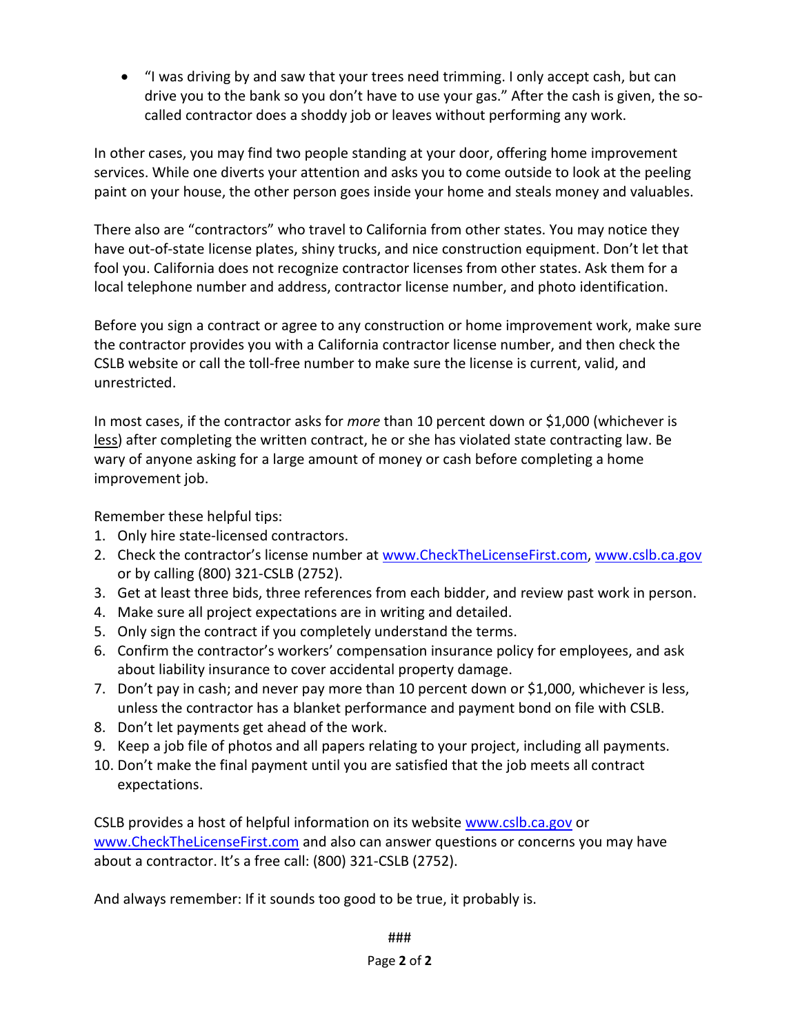- "I was driving by and saw that your trees need trimming. I only accept cash, but can drive you to the bank so you don't have to use your gas." After the cash is given, the so-called contractor does a shoddy job or leaves without performing any work.

In other cases, you may find two people standing at your door, offering home improvement services. While one diverts your attention and asks you to come outside to look at the peeling paint on your house, the other person goes inside your home and steals money and valuables.

There also are "contractors" who travel to California from other states. You may notice they have out-of-state license plates, shiny trucks, and nice construction equipment. Don't let that fool you. California does not recognize contractor licenses from other states. Ask them for a local telephone number and address, contractor license number, and photo identification.

Before you sign a contract or agree to any construction or home improvement work, make sure the contractor provides you with a California contractor license number, and then check the CSLB website or call the toll-free number to make sure the license is current, valid, and unrestricted.

In most cases, if the contractor asks for *more* than 10 percent down or $1,000 (whichever is <u>less</u>) after completing the written contract, he or she has violated state contracting law. Be wary of anyone asking for a large amount of money or cash before completing a home improvement job.

Remember these helpful tips:

1. Only hire state-licensed contractors.
2. Check the contractor's license number at [www.CheckTheLicenseFirst.com](http://www.CheckTheLicenseFirst.com), [www.cslb.ca.gov](http://www.cslb.ca.gov) or by calling (800) 321-CSLB (2752).
3. Get at least three bids, three references from each bidder, and review past work in person.
4. Make sure all project expectations are in writing and detailed.
5. Only sign the contract if you completely understand the terms.
6. Confirm the contractor's workers' compensation insurance policy for employees, and ask about liability insurance to cover accidental property damage.
7. Don't pay in cash; and never pay more than 10 percent down or $1,000, whichever is less, unless the contractor has a blanket performance and payment bond on file with CSLB.
8. Don't let payments get ahead of the work.
9. Keep a job file of photos and all papers relating to your project, including all payments.
10. Don't make the final payment until you are satisfied that the job meets all contract expectations.

CSLB provides a host of helpful information on its website [www.cslb.ca.gov](http://www.cslb.ca.gov) or [www.CheckTheLicenseFirst.com](http://www.CheckTheLicenseFirst.com) and also can answer questions or concerns you may have about a contractor. It's a free call: (800) 321-CSLB (2752).

And always remember: If it sounds too good to be true, it probably is.

###